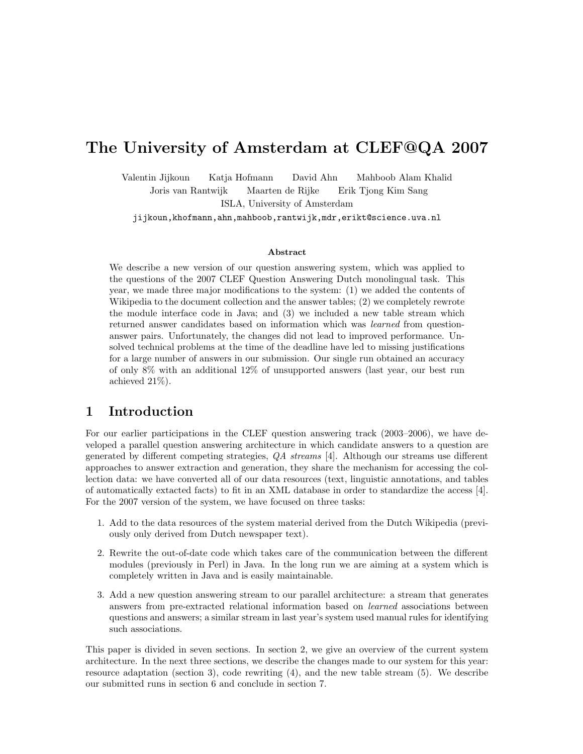# The University of Amsterdam at CLEF@QA 2007

Valentin Jijkoun Katja Hofmann David Ahn Mahboob Alam Khalid
Joris van Rantwijk Maarten de Rijke Erik Tjong Kim Sang
ISLA, University of Amsterdam
jijkoun,khofmann,ahn,mahboob,rantwijk,mdr,erikt@science.uva.nl

**Abstract**

We describe a new version of our question answering system, which was applied to the questions of the 2007 CLEF Question Answering Dutch monolingual task. This year, we made three major modifications to the system: (1) we added the contents of Wikipedia to the document collection and the answer tables; (2) we completely rewrote the module interface code in Java; and (3) we included a new table stream which returned answer candidates based on information which was *learned* from question-answer pairs. Unfortunately, the changes did not lead to improved performance. Unsolved technical problems at the time of the deadline have led to missing justifications for a large number of answers in our submission. Our single run obtained an accuracy of only 8% with an additional 12% of unsupported answers (last year, our best run achieved 21%).

## 1 Introduction

For our earlier participations in the CLEF question answering track (2003–2006), we have developed a parallel question answering architecture in which candidate answers to a question are generated by different competing strategies, *QA streams* [4]. Although our streams use different approaches to answer extraction and generation, they share the mechanism for accessing the collection data: we have converted all of our data resources (text, linguistic annotations, and tables of automatically extacted facts) to fit in an XML database in order to standardize the access [4]. For the 2007 version of the system, we have focused on three tasks:

1. Add to the data resources of the system material derived from the Dutch Wikipedia (previously only derived from Dutch newspaper text).
2. Rewrite the out-of-date code which takes care of the communication between the different modules (previously in Perl) in Java. In the long run we are aiming at a system which is completely written in Java and is easily maintainable.
3. Add a new question answering stream to our parallel architecture: a stream that generates answers from pre-extracted relational information based on *learned* associations between questions and answers; a similar stream in last year's system used manual rules for identifying such associations.

This paper is divided in seven sections. In section 2, we give an overview of the current system architecture. In the next three sections, we describe the changes made to our system for this year: resource adaptation (section 3), code rewriting (4), and the new table stream (5). We describe our submitted runs in section 6 and conclude in section 7.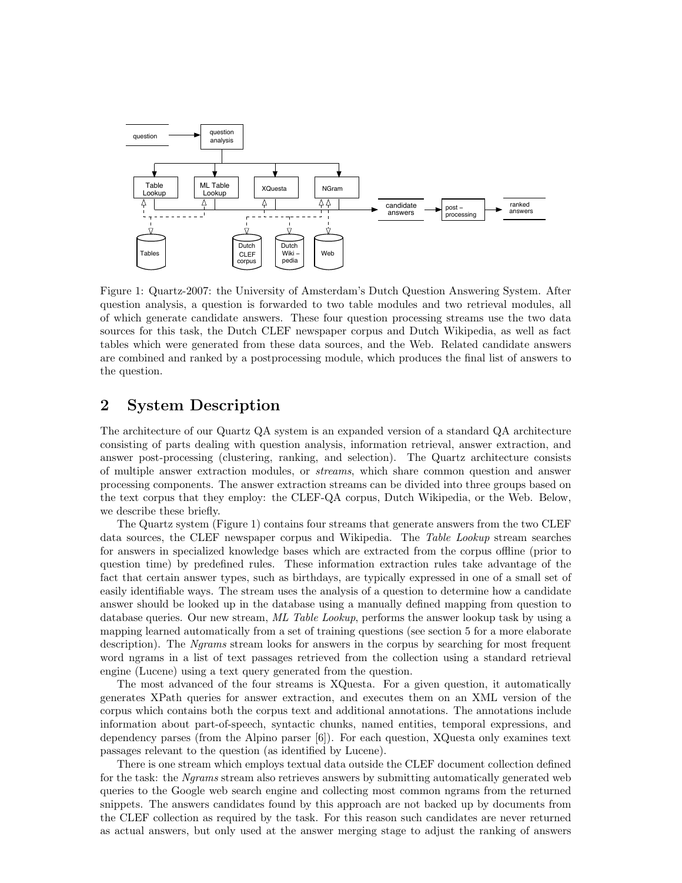question

question analysis

Table Lookup

ML Table Lookup

XQuesta

NGram

candidate answers

post – processing

ranked answers

Tables

Dutch CLEF corpus

Dutch Wiki – pedia

Web

Figure 1: Quartz-2007: the University of Amsterdam's Dutch Question Answering System. After question analysis, a question is forwarded to two table modules and two retrieval modules, all of which generate candidate answers. These four question processing streams use the two data sources for this task, the Dutch CLEF newspaper corpus and Dutch Wikipedia, as well as fact tables which were generated from these data sources, and the Web. Related candidate answers are combined and ranked by a postprocessing module, which produces the final list of answers to the question.

## 2 System Description

The architecture of our Quartz QA system is an expanded version of a standard QA architecture consisting of parts dealing with question analysis, information retrieval, answer extraction, and answer post-processing (clustering, ranking, and selection). The Quartz architecture consists of multiple answer extraction modules, or *streams*, which share common question and answer processing components. The answer extraction streams can be divided into three groups based on the text corpus that they employ: the CLEF-QA corpus, Dutch Wikipedia, or the Web. Below, we describe these briefly.

The Quartz system (Figure 1) contains four streams that generate answers from the two CLEF data sources, the CLEF newspaper corpus and Wikipedia. The *Table Lookup* stream searches for answers in specialized knowledge bases which are extracted from the corpus offline (prior to question time) by predefined rules. These information extraction rules take advantage of the fact that certain answer types, such as birthdays, are typically expressed in one of a small set of easily identifiable ways. The stream uses the analysis of a question to determine how a candidate answer should be looked up in the database using a manually defined mapping from question to database queries. Our new stream, *ML Table Lookup*, performs the answer lookup task by using a mapping learned automatically from a set of training questions (see section 5 for a more elaborate description). The *Ngrams* stream looks for answers in the corpus by searching for most frequent word ngrams in a list of text passages retrieved from the collection using a standard retrieval engine (Lucene) using a text query generated from the question.

The most advanced of the four streams is XQuesta. For a given question, it automatically generates XPath queries for answer extraction, and executes them on an XML version of the corpus which contains both the corpus text and additional annotations. The annotations include information about part-of-speech, syntactic chunks, named entities, temporal expressions, and dependency parses (from the Alpino parser [6]). For each question, XQuesta only examines text passages relevant to the question (as identified by Lucene).

There is one stream which employs textual data outside the CLEF document collection defined for the task: the *Ngrams* stream also retrieves answers by submitting automatically generated web queries to the Google web search engine and collecting most common ngrams from the returned snippets. The answers candidates found by this approach are not backed up by documents from the CLEF collection as required by the task. For this reason such candidates are never returned as actual answers, but only used at the answer merging stage to adjust the ranking of answers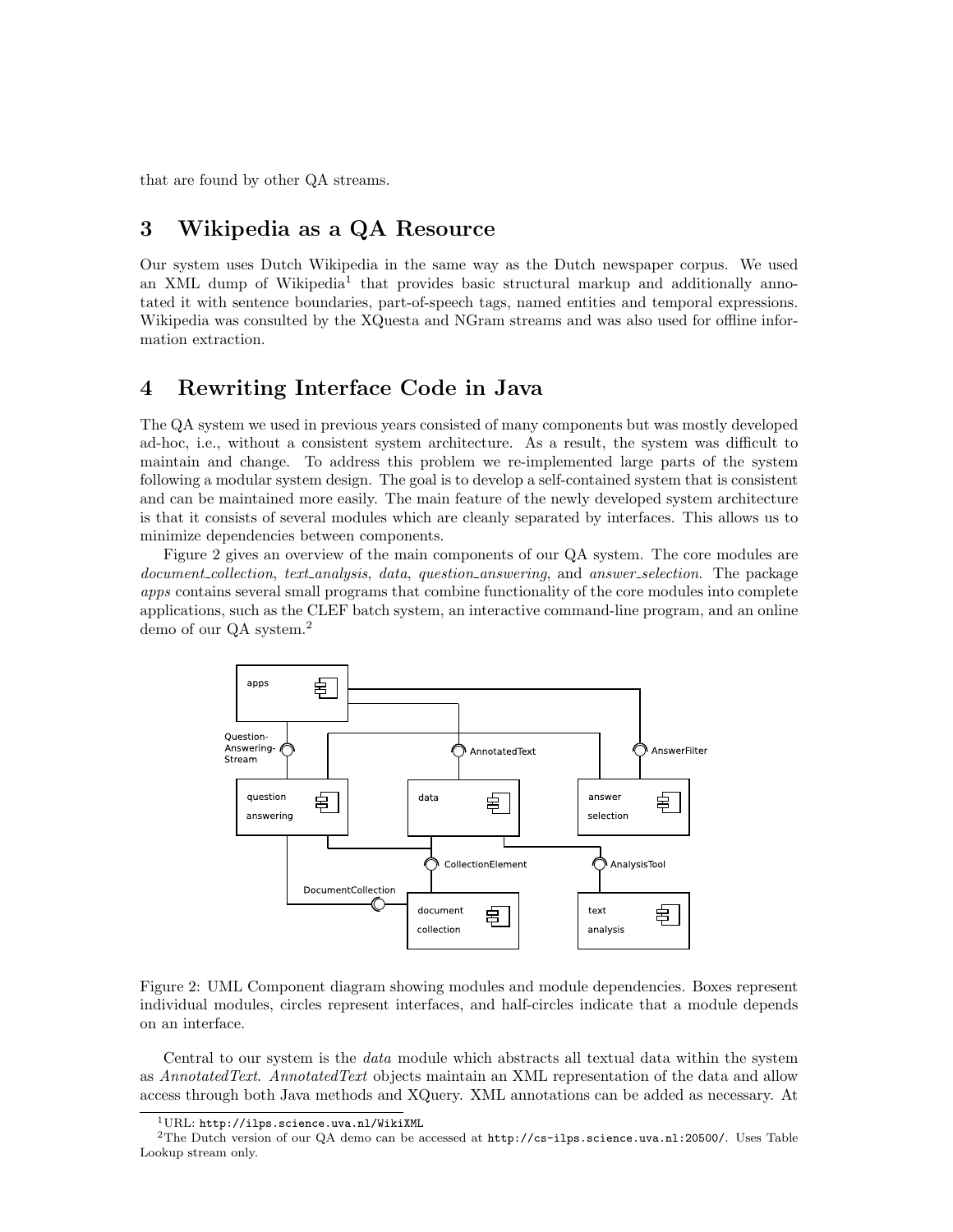that are found by other QA streams.

## 3 Wikipedia as a QA Resource

Our system uses Dutch Wikipedia in the same way as the Dutch newspaper corpus. We used an XML dump of Wikipedia[1] that provides basic structural markup and additionally annotated it with sentence boundaries, part-of-speech tags, named entities and temporal expressions. Wikipedia was consulted by the XQuesta and NGram streams and was also used for offline information extraction.

## 4 Rewriting Interface Code in Java

The QA system we used in previous years consisted of many components but was mostly developed ad-hoc, i.e., without a consistent system architecture. As a result, the system was difficult to maintain and change. To address this problem we re-implemented large parts of the system following a modular system design. The goal is to develop a self-contained system that is consistent and can be maintained more easily. The main feature of the newly developed system architecture is that it consists of several modules which are cleanly separated by interfaces. This allows us to minimize dependencies between components.

Figure 2 gives an overview of the main components of our QA system. The core modules are *document_collection*, *text_analysis*, *data*, *question_answering*, and *answer_selection*. The package *apps* contains several small programs that combine functionality of the core modules into complete applications, such as the CLEF batch system, an interactive command-line program, and an online demo of our QA system.[2]

Figure 2: UML Component diagram showing modules and module dependencies. Boxes represent individual modules, circles represent interfaces, and half-circles indicate that a module depends on an interface.

Central to our system is the *data* module which abstracts all textual data within the system as *AnnotatedText*. *AnnotatedText* objects maintain an XML representation of the data and allow access through both Java methods and XQuery. XML annotations can be added as necessary. At

[1] URL: http://ilps.science.uva.nl/WikiXML

[2] The Dutch version of our QA demo can be accessed at http://cs-ilps.science.uva.nl:20500/. Uses Table Lookup stream only.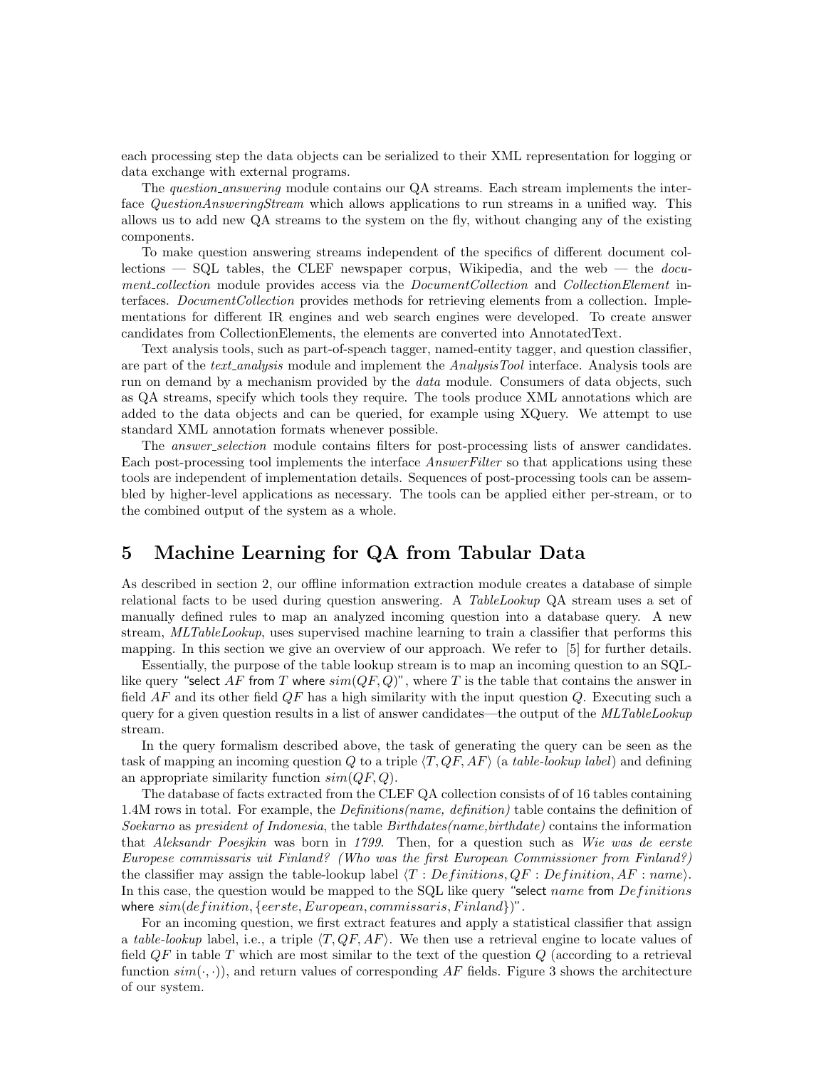each processing step the data objects can be serialized to their XML representation for logging or data exchange with external programs.

The *question_answering* module contains our QA streams. Each stream implements the interface *QuestionAnsweringStream* which allows applications to run streams in a unified way. This allows us to add new QA streams to the system on the fly, without changing any of the existing components.

To make question answering streams independent of the specifics of different document collections — SQL tables, the CLEF newspaper corpus, Wikipedia, and the web — the *document_collection* module provides access via the *DocumentCollection* and *CollectionElement* interfaces. *DocumentCollection* provides methods for retrieving elements from a collection. Implementations for different IR engines and web search engines were developed. To create answer candidates from CollectionElements, the elements are converted into AnnotatedText.

Text analysis tools, such as part-of-speach tagger, named-entity tagger, and question classifier, are part of the *text_analysis* module and implement the *AnalysisTool* interface. Analysis tools are run on demand by a mechanism provided by the *data* module. Consumers of data objects, such as QA streams, specify which tools they require. The tools produce XML annotations which are added to the data objects and can be queried, for example using XQuery. We attempt to use standard XML annotation formats whenever possible.

The *answer_selection* module contains filters for post-processing lists of answer candidates. Each post-processing tool implements the interface *AnswerFilter* so that applications using these tools are independent of implementation details. Sequences of post-processing tools can be assembled by higher-level applications as necessary. The tools can be applied either per-stream, or to the combined output of the system as a whole.

# 5 Machine Learning for QA from Tabular Data

As described in section 2, our offline information extraction module creates a database of simple relational facts to be used during question answering. A *TableLookup* QA stream uses a set of manually defined rules to map an analyzed incoming question into a database query. A new stream, *MLTableLookup*, uses supervised machine learning to train a classifier that performs this mapping. In this section we give an overview of our approach. We refer to [5] for further details.

Essentially, the purpose of the table lookup stream is to map an incoming question to an SQL-like query "select $AF$ from $T$ where $sim(QF, Q)$", where $T$ is the table that contains the answer in field $AF$ and its other field $QF$ has a high similarity with the input question $Q$. Executing such a query for a given question results in a list of answer candidates—the output of the *MLTableLookup* stream.

In the query formalism described above, the task of generating the query can be seen as the task of mapping an incoming question $Q$ to a triple $\langle T, QF, AF \rangle$ (a *table-lookup label*) and defining an appropriate similarity function $sim(QF, Q)$.

The database of facts extracted from the CLEF QA collection consists of of 16 tables containing 1.4M rows in total. For example, the *Definitions(name, definition)* table contains the definition of *Soekarno* as *president of Indonesia*, the table *Birthdates(name,birthdate)* contains the information that *Aleksandr Poesjkin* was born in *1799*. Then, for a question such as *Wie was de eerste Europese commissaris uit Finland? (Who was the first European Commissioner from Finland?)* the classifier may assign the table-lookup label $\langle T : Definitions, QF : Definition, AF : name \rangle$. In this case, the question would be mapped to the SQL like query "select $name$ from $Definitions$ where $sim(definition, \{eerste, European, commissaris, Finland\})$".

For an incoming question, we first extract features and apply a statistical classifier that assign a *table-lookup* label, i.e., a triple $\langle T, QF, AF \rangle$. We then use a retrieval engine to locate values of field $QF$ in table $T$ which are most similar to the text of the question $Q$ (according to a retrieval function $sim(\cdot, \cdot)$), and return values of corresponding $AF$ fields. Figure 3 shows the architecture of our system.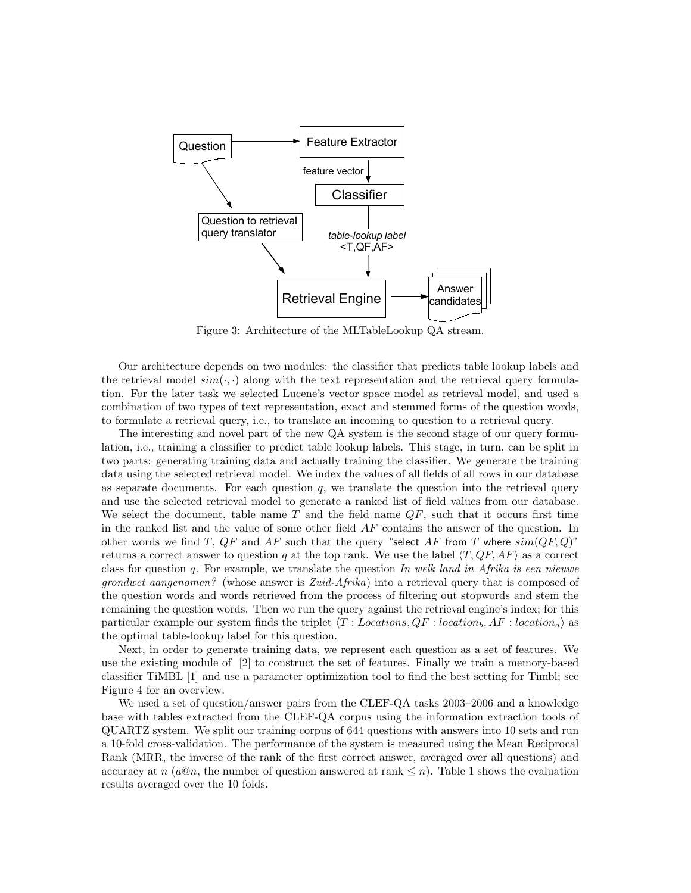Question

Feature Extractor

feature vector

Classifier

Question to retrieval query translator

table-lookup label <T,QF,AF>

Retrieval Engine

Answer candidates

Figure 3: Architecture of the MLTableLookup QA stream.

Our architecture depends on two modules: the classifier that predicts table lookup labels and the retrieval model $sim(\cdot, \cdot)$ along with the text representation and the retrieval query formulation. For the later task we selected Lucene's vector space model as retrieval model, and used a combination of two types of text representation, exact and stemmed forms of the question words, to formulate a retrieval query, i.e., to translate an incoming to question to a retrieval query.

The interesting and novel part of the new QA system is the second stage of our query formulation, i.e., training a classifier to predict table lookup labels. This stage, in turn, can be split in two parts: generating training data and actually training the classifier. We generate the training data using the selected retrieval model. We index the values of all fields of all rows in our database as separate documents. For each question $q$, we translate the question into the retrieval query and use the selected retrieval model to generate a ranked list of field values from our database. We select the document, table name $T$ and the field name $QF$, such that it occurs first time in the ranked list and the value of some other field $AF$ contains the answer of the question. In other words we find $T$, $QF$ and $AF$ such that the query "select $AF$ from $T$ where $sim(QF, Q)$" returns a correct answer to question $q$ at the top rank. We use the label $\langle T, QF, AF \rangle$ as a correct class for question $q$. For example, we translate the question *In welk land in Afrika is een nieuwe grondwet aangenomen?* (whose answer is *Zuid-Afrika*) into a retrieval query that is composed of the question words and words retrieved from the process of filtering out stopwords and stem the remaining the question words. Then we run the query against the retrieval engine's index; for this particular example our system finds the triplet $\langle T : Locations, QF : location_b, AF : location_a \rangle$ as the optimal table-lookup label for this question.

Next, in order to generate training data, we represent each question as a set of features. We use the existing module of [2] to construct the set of features. Finally we train a memory-based classifier TiMBL [1] and use a parameter optimization tool to find the best setting for Timbl; see Figure 4 for an overview.

We used a set of question/answer pairs from the CLEF-QA tasks 2003–2006 and a knowledge base with tables extracted from the CLEF-QA corpus using the information extraction tools of QUARTZ system. We split our training corpus of 644 questions with answers into 10 sets and run a 10-fold cross-validation. The performance of the system is measured using the Mean Reciprocal Rank (MRR, the inverse of the rank of the first correct answer, averaged over all questions) and accuracy at $n$ ($a@n$, the number of question answered at rank $\leq n$). Table 1 shows the evaluation results averaged over the 10 folds.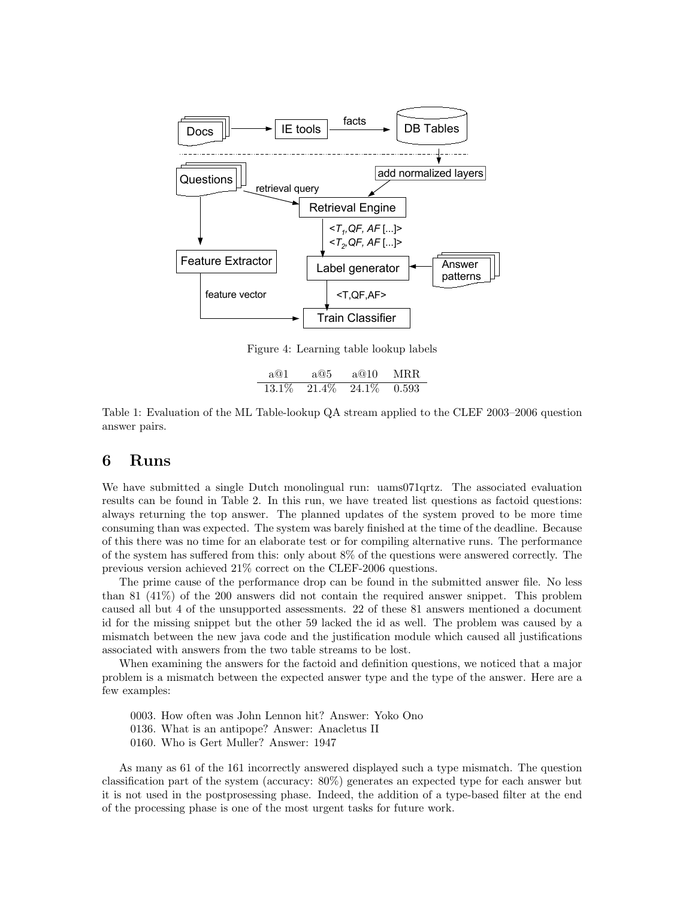Figure 4: Learning table lookup labels

| a@1 | a@5 | a@10 | MRR |
|---|---|---|---|
| 13.1% | 21.4% | 24.1% | 0.593 |

Table 1: Evaluation of the ML Table-lookup QA stream applied to the CLEF 2003–2006 question answer pairs.

# 6 Runs

We have submitted a single Dutch monolingual run: uams071qrtz. The associated evaluation results can be found in Table 2. In this run, we have treated list questions as factoid questions: always returning the top answer. The planned updates of the system proved to be more time consuming than was expected. The system was barely finished at the time of the deadline. Because of this there was no time for an elaborate test or for compiling alternative runs. The performance of the system has suffered from this: only about 8% of the questions were answered correctly. The previous version achieved 21% correct on the CLEF-2006 questions.

The prime cause of the performance drop can be found in the submitted answer file. No less than 81 (41%) of the 200 answers did not contain the required answer snippet. This problem caused all but 4 of the unsupported assessments. 22 of these 81 answers mentioned a document id for the missing snippet but the other 59 lacked the id as well. The problem was caused by a mismatch between the new java code and the justification module which caused all justifications associated with answers from the two table streams to be lost.

When examining the answers for the factoid and definition questions, we noticed that a major problem is a mismatch between the expected answer type and the type of the answer. Here are a few examples:

0003. How often was John Lennon hit? Answer: Yoko Ono
0136. What is an antipope? Answer: Anacletus II
0160. Who is Gert Muller? Answer: 1947

As many as 61 of the 161 incorrectly answered displayed such a type mismatch. The question classification part of the system (accuracy: 80%) generates an expected type for each answer but it is not used in the postprosessing phase. Indeed, the addition of a type-based filter at the end of the processing phase is one of the most urgent tasks for future work.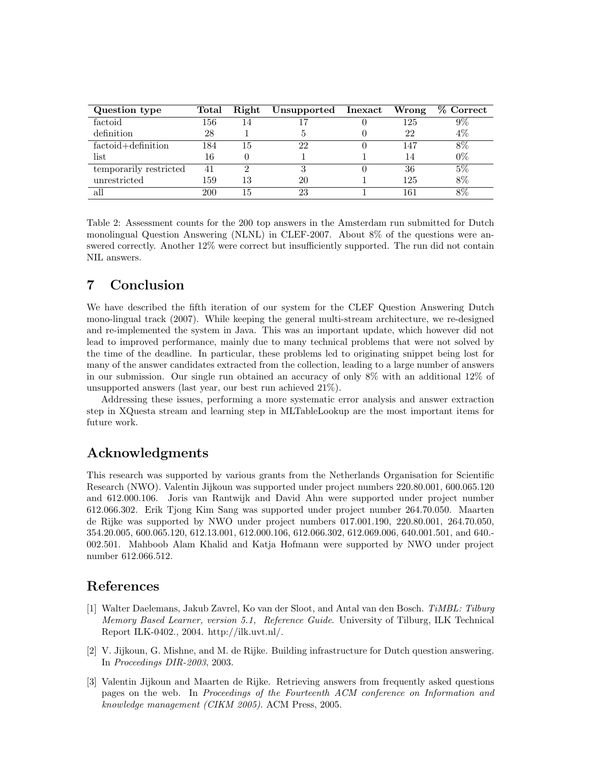| Question type | Total | Right | Unsupported | Inexact | Wrong | % Correct |
|---|---|---|---|---|---|---|
| factoid | 156 | 14 | 17 | 0 | 125 | 9% |
| definition | 28 | 1 | 5 | 0 | 22 | 4% |
| factoid+definition | 184 | 15 | 22 | 0 | 147 | 8% |
| list | 16 | 0 | 1 | 1 | 14 | 0% |
| temporarily restricted | 41 | 2 | 3 | 0 | 36 | 5% |
| unrestricted | 159 | 13 | 20 | 1 | 125 | 8% |
| all | 200 | 15 | 23 | 1 | 161 | 8% |

Table 2: Assessment counts for the 200 top answers in the Amsterdam run submitted for Dutch monolingual Question Answering (NLNL) in CLEF-2007. About 8% of the questions were answered correctly. Another 12% were correct but insufficiently supported. The run did not contain NIL answers.

# 7 Conclusion

We have described the fifth iteration of our system for the CLEF Question Answering Dutch mono-lingual track (2007). While keeping the general multi-stream architecture, we re-designed and re-implemented the system in Java. This was an important update, which however did not lead to improved performance, mainly due to many technical problems that were not solved by the time of the deadline. In particular, these problems led to originating snippet being lost for many of the answer candidates extracted from the collection, leading to a large number of answers in our submission. Our single run obtained an accuracy of only 8% with an additional 12% of unsupported answers (last year, our best run achieved 21%).

Addressing these issues, performing a more systematic error analysis and answer extraction step in XQuesta stream and learning step in MLTableLookup are the most important items for future work.

## Acknowledgments

This research was supported by various grants from the Netherlands Organisation for Scientific Research (NWO). Valentin Jijkoun was supported under project numbers 220.80.001, 600.065.120 and 612.000.106. Joris van Rantwijk and David Ahn were supported under project number 612.066.302. Erik Tjong Kim Sang was supported under project number 264.70.050. Maarten de Rijke was supported by NWO under project numbers 017.001.190, 220.80.001, 264.70.050, 354.20.005, 600.065.120, 612.13.001, 612.000.106, 612.066.302, 612.069.006, 640.001.501, and 640.-002.501. Mahboob Alam Khalid and Katja Hofmann were supported by NWO under project number 612.066.512.

## References

[1] Walter Daelemans, Jakub Zavrel, Ko van der Sloot, and Antal van den Bosch. *TiMBL: Tilburg Memory Based Learner, version 5.1, Reference Guide*. University of Tilburg, ILK Technical Report ILK-0402., 2004. http://ilk.uvt.nl/.

[2] V. Jijkoun, G. Mishne, and M. de Rijke. Building infrastructure for Dutch question answering. In *Proceedings DIR-2003*, 2003.

[3] Valentin Jijkoun and Maarten de Rijke. Retrieving answers from frequently asked questions pages on the web. In *Proceedings of the Fourteenth ACM conference on Information and knowledge management (CIKM 2005)*. ACM Press, 2005.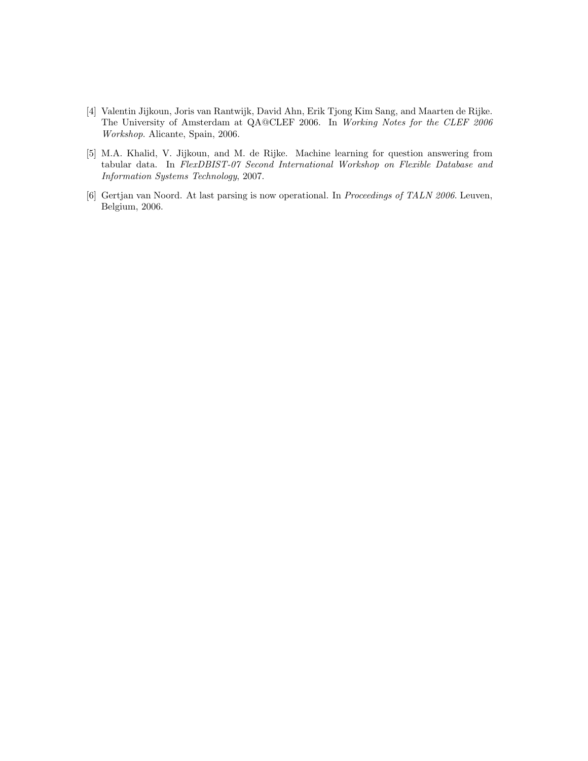[4] Valentin Jijkoun, Joris van Rantwijk, David Ahn, Erik Tjong Kim Sang, and Maarten de Rijke. The University of Amsterdam at QA@CLEF 2006. In *Working Notes for the CLEF 2006 Workshop*. Alicante, Spain, 2006.

[5] M.A. Khalid, V. Jijkoun, and M. de Rijke. Machine learning for question answering from tabular data. In *FlexDBIST-07 Second International Workshop on Flexible Database and Information Systems Technology*, 2007.

[6] Gertjan van Noord. At last parsing is now operational. In *Proceedings of TALN 2006*. Leuven, Belgium, 2006.